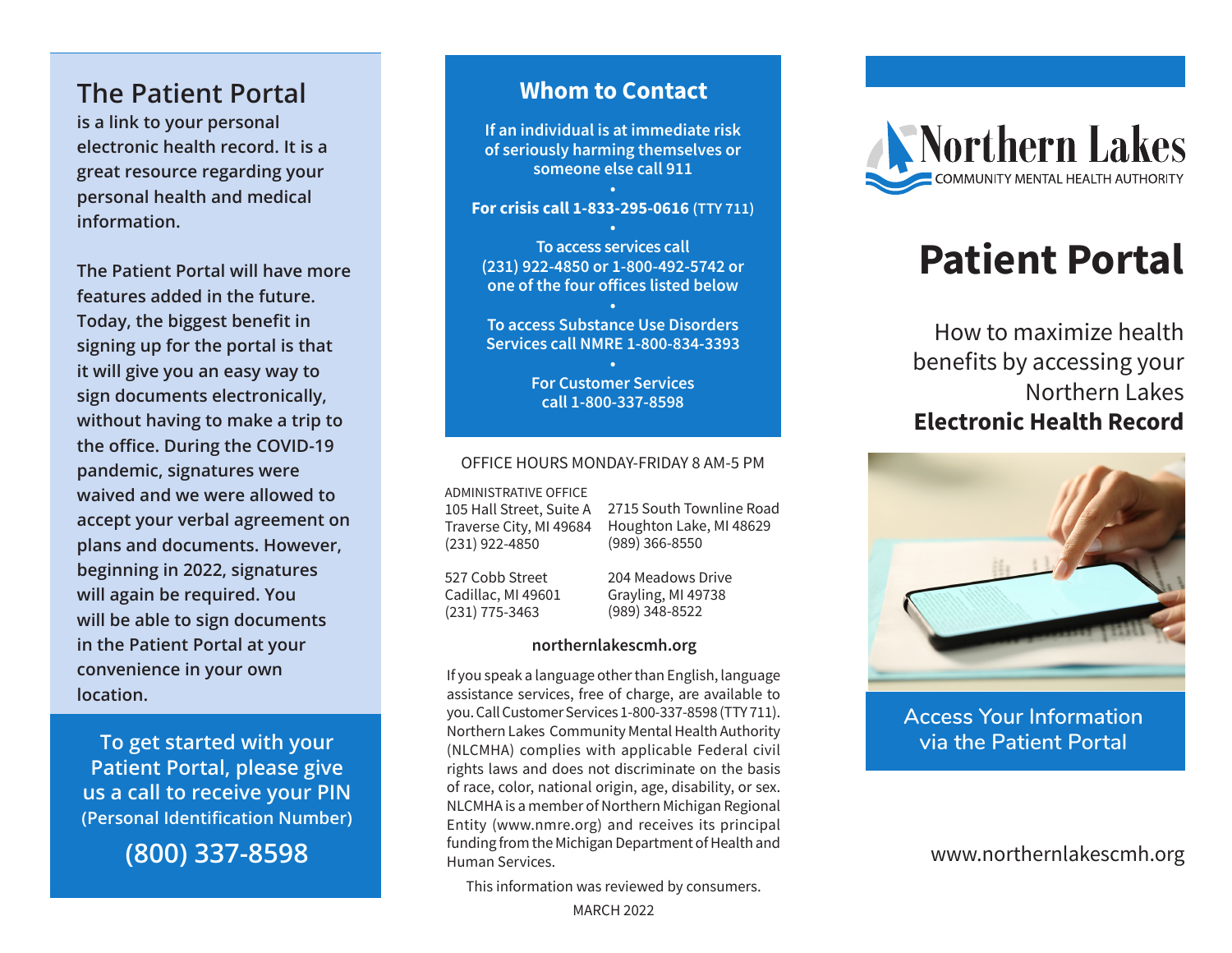## The Patient Portal

**is a link to your personal electronic health record. It is a great resource regarding your personal health and medical information.**

**The Patient Portal will have more features added in the future. Today, the biggest benefit in signing up for the portal is that it will give you an easy way to sign documents electronically, without having to make a trip to the office. During the COVID-19 pandemic, signatures were waived and we were allowed to accept your verbal agreement on plans and documents. However, beginning in 2022, signatures will again be required. You will be able to sign documents in the Patient Portal at your convenience in your own location.**

**To get started with your Patient Portal, please give us a call to receive your PIN (Personal Identification Number)**

**(800) 337-8598**

## Whom to Contact

**If an individual is at immediate risk of seriously harming themselves or someone else call 911**

•

**For crisis call 1-833-295-0616 (TTY 711)**

•

**To access services call (231) 922-4850 or 1-800-492-5742 or one of the four offices listed below**

•

**To access Substance Use Disorders Services call NMRE 1-800-834-3393**

•

**For Customer Services call 1-800-337-8598**

OFFICE HOURS MONDAY-FRIDAY 8 AM-5 PM

ADMINISTRATIVE OFFICE
105 Hall Street, Suite A
Traverse City, MI 49684
(231) 922-4850

2715 South Townline Road
Houghton Lake, MI 48629
(989) 366-8550

527 Cobb Street
Cadillac, MI 49601
(231) 775-3463

204 Meadows Drive
Grayling, MI 49738
(989) 348-8522

**northernlakescmh.org**

If you speak a language other than English, language assistance services, free of charge, are available to you. Call Customer Services 1-800-337-8598 (TTY 711). Northern Lakes Community Mental Health Authority (NLCMHA) complies with applicable Federal civil rights laws and does not discriminate on the basis of race, color, national origin, age, disability, or sex. NLCMHA is a member of Northern Michigan Regional Entity (www.nmre.org) and receives its principal funding from the Michigan Department of Health and Human Services.

This information was reviewed by consumers.

MARCH 2022

Northern Lakes
COMMUNITY MENTAL HEALTH AUTHORITY

# Patient Portal

How to maximize health benefits by accessing your Northern Lakes **Electronic Health Record**

Access Your Information via the Patient Portal

www.northernlakescmh.org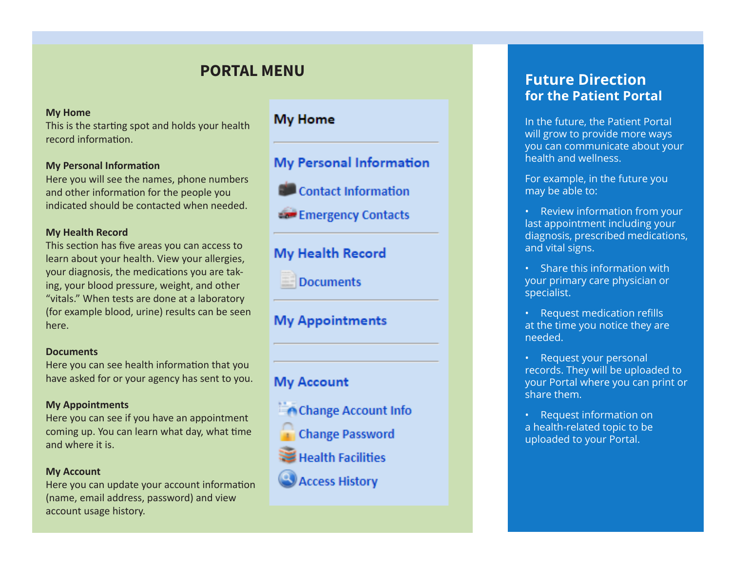## PORTAL MENU

**My Home**
This is the starting spot and holds your health record information.

**My Personal Information**
Here you will see the names, phone numbers and other information for the people you indicated should be contacted when needed.

**My Health Record**
This section has five areas you can access to learn about your health. View your allergies, your diagnosis, the medications you are taking, your blood pressure, weight, and other "vitals." When tests are done at a laboratory (for example blood, urine) results can be seen here.

**Documents**
Here you can see health information that you have asked for or your agency has sent to you.

**My Appointments**
Here you can see if you have an appointment coming up. You can learn what day, what time and where it is.

**My Account**
Here you can update your account information (name, email address, password) and view account usage history.

My Home

My Personal Information
- Contact Information
- Emergency Contacts

My Health Record
- Documents

My Appointments

My Account
- Change Account Info
- Change Password
- Health Facilities
- Access History

## Future Direction for the Patient Portal

In the future, the Patient Portal will grow to provide more ways you can communicate about your health and wellness.

For example, in the future you may be able to:

- Review information from your last appointment including your diagnosis, prescribed medications, and vital signs.
- Share this information with your primary care physician or specialist.
- Request medication refills at the time you notice they are needed.
- Request your personal records. They will be uploaded to your Portal where you can print or share them.
- Request information on a health-related topic to be uploaded to your Portal.